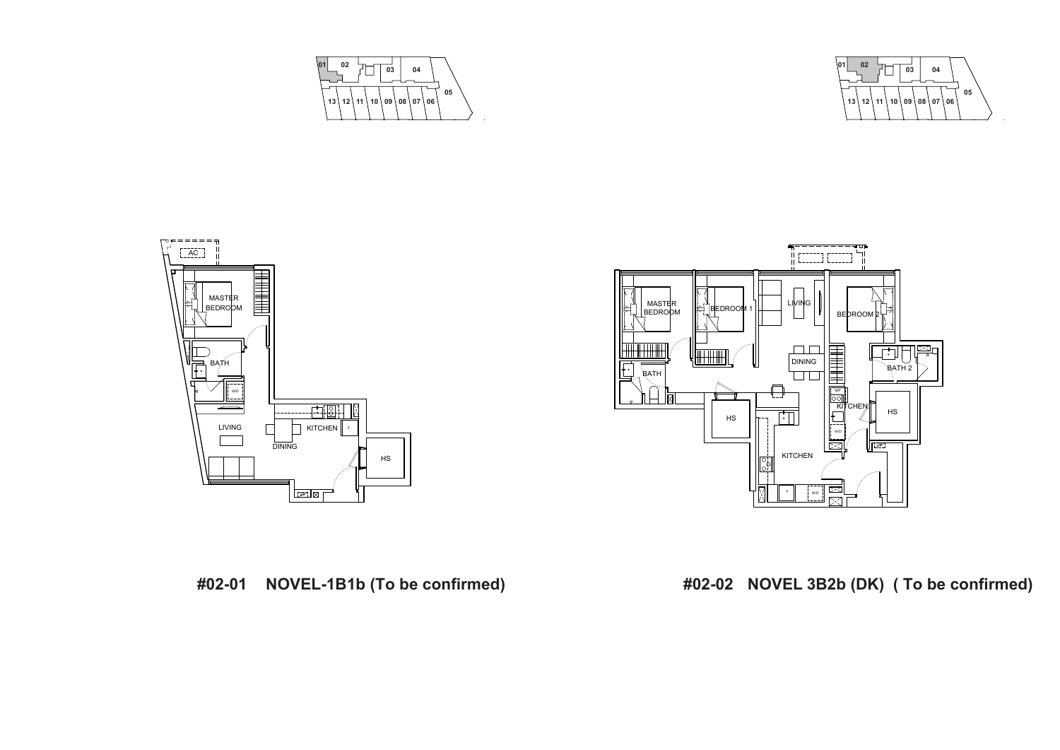**#02-01 NOVEL-1B1b (To be confirmed)**

**#02-02 NOVEL 3B2b (DK) ( To be confirmed)**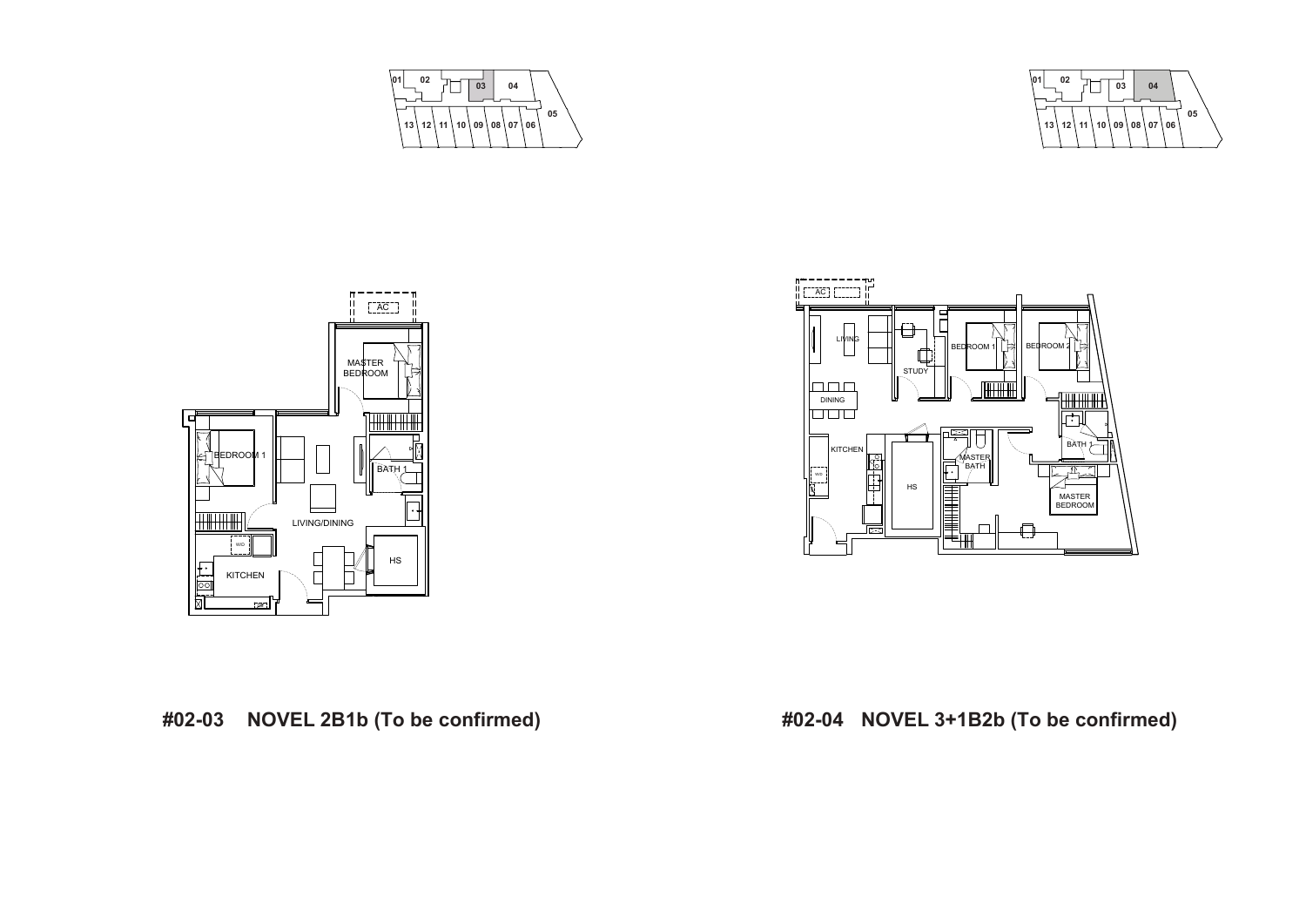**#02-03 NOVEL 2B1b (To be confirmed)**

**#02-04 NOVEL 3+1B2b (To be confirmed)**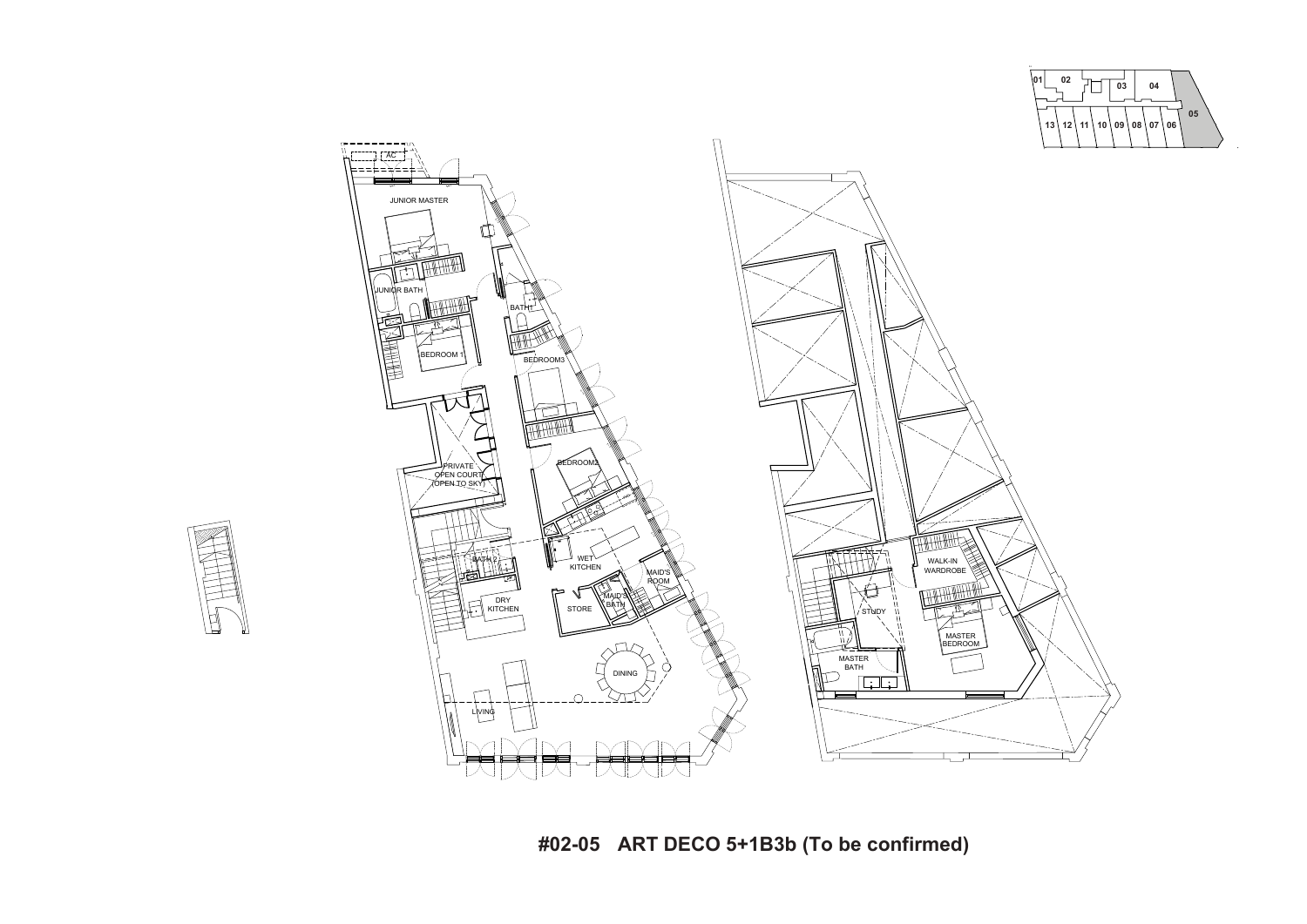AC

JUNIOR MASTER

JUNIOR BATH

BATH 1

BEDROOM 1

BEDROOM3

PRIVATE OPEN COURT (OPEN TO SKY)

BEDROOM2

BATH 2

WET KITCHEN

MAID'S ROOM

DRY KITCHEN

STORE

MAID'S BATH

DINING

LIVING

WALK-IN WARDROBE

STUDY

MASTER BEDROOM

MASTER BATH

| 01 | 02 | 03 | 04 | |
|---|---|---|---|---|
| 13 | 12 | 11 | 10 | 09 | 08 | 07 | 06 | 05 |

# #02-05 ART DECO 5+1B3b (To be confirmed)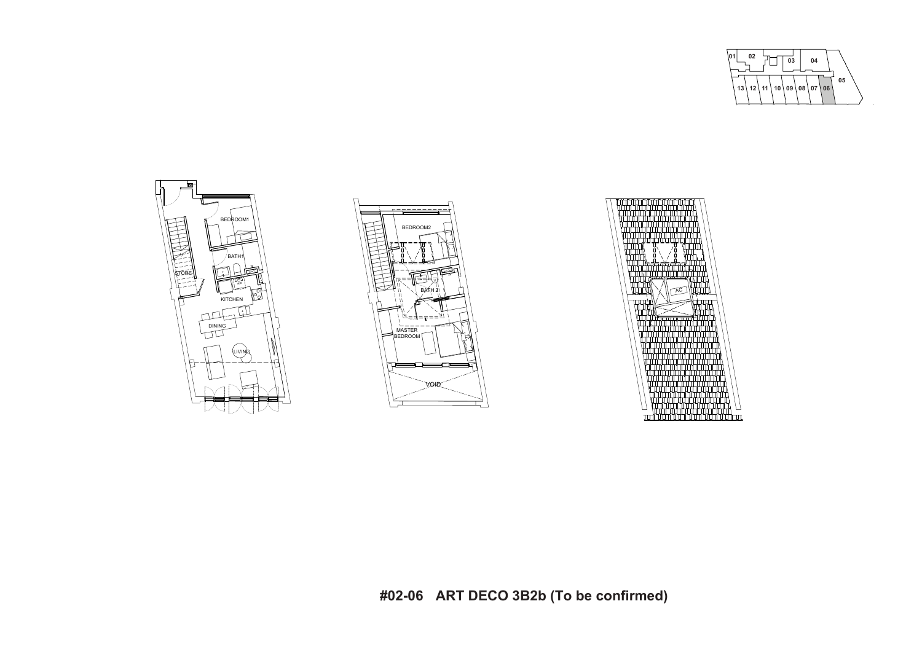01 02 03 04 05 13 12 11 10 09 08 07 06

BEDROOM1

BATH1

STORE

KITCHEN

DINING

LIVING

BEDROOM2

BATH 2

MASTER BEDROOM

VOID

AC

**#02-06 ART DECO 3B2b (To be confirmed)**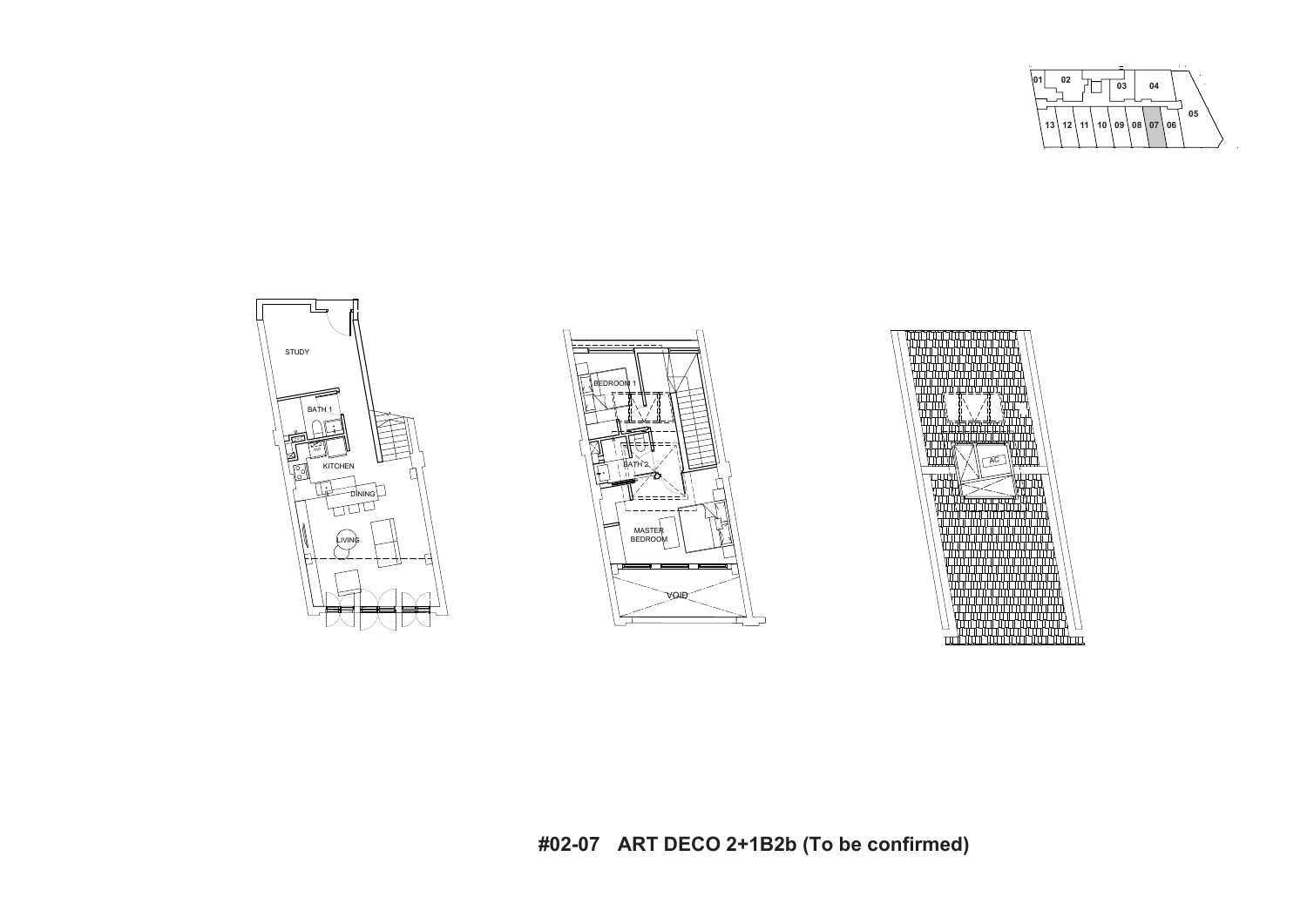01 02 03 04 05 06 07 08 09 10 11 12 13

STUDY

BATH 1

KITCHEN

DINING

LIVING

BEDROOM 1

BATH 2

MASTER BEDROOM

VOID

AC

**#02-07 ART DECO 2+1B2b (To be confirmed)**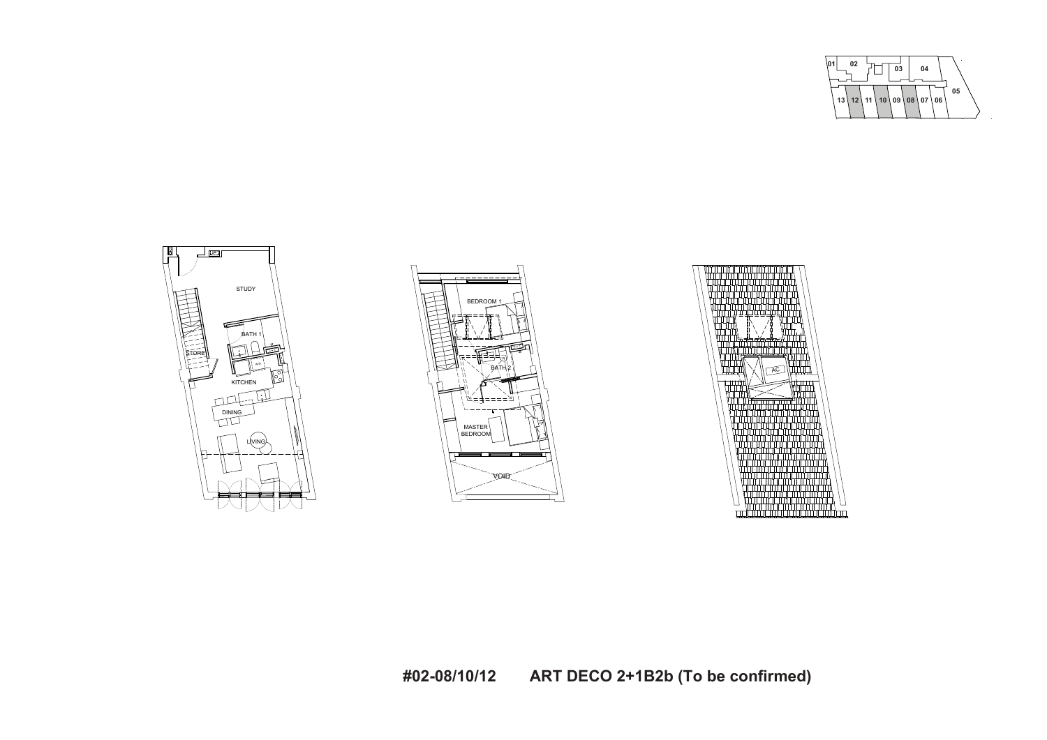01 02 03 04 05 13 12 11 10 09 08 07 06

STUDY

STORE

BATH 1

KITCHEN

DINING

LIVING

BEDROOM 1

BATH 2

MASTER BEDROOM

VOID

AC

**#02-08/10/12 ART DECO 2+1B2b (To be confirmed)**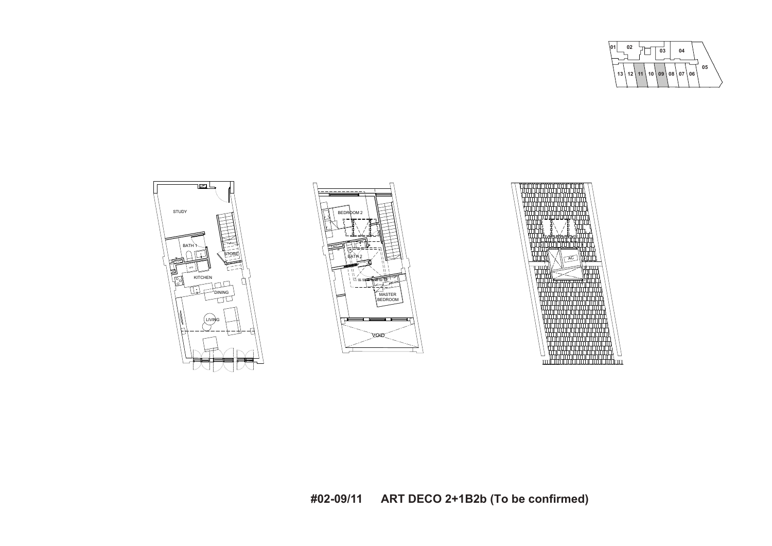01 02 03 04 05
13 12 11 10 09 08 07 06

STUDY

BATH 1

STORE

KITCHEN

DINING

LIVING

BEDROOM 2

BATH 2

MASTER BEDROOM

VOID

AC

**#02-09/11 ART DECO 2+1B2b (To be confirmed)**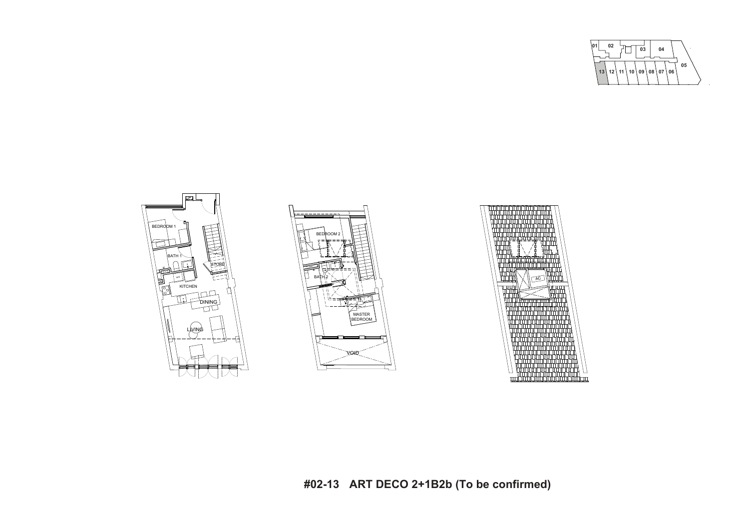01 02 03 04 05

13 12 11 10 09 08 07 06

BEDROOM 1

BATH 1

STORE

KITCHEN

DINING

LIVING

BEDROOM 2

BATH 2

MASTER BEDROOM

VOID

AC

**#02-13 ART DECO 2+1B2b (To be confirmed)**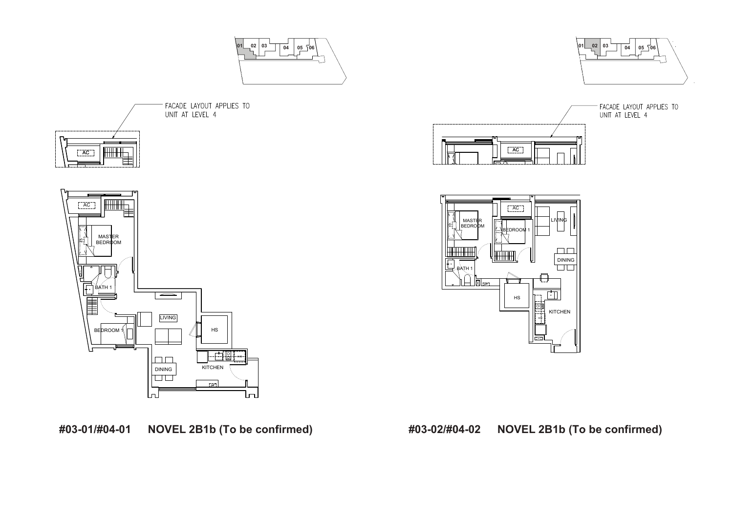FACADE LAYOUT APPLIES TO UNIT AT LEVEL 4

AC

MASTER BEDROOM

BATH 1

BEDROOM 1

LIVING

HS

DINING

KITCHEN

**#03-01/#04-01 NOVEL 2B1b (To be confirmed)**

FACADE LAYOUT APPLIES TO UNIT AT LEVEL 4

AC

MASTER BEDROOM

BEDROOM 1

LIVING

DINING

BATH 1

HS

KITCHEN

**#03-02/#04-02 NOVEL 2B1b (To be confirmed)**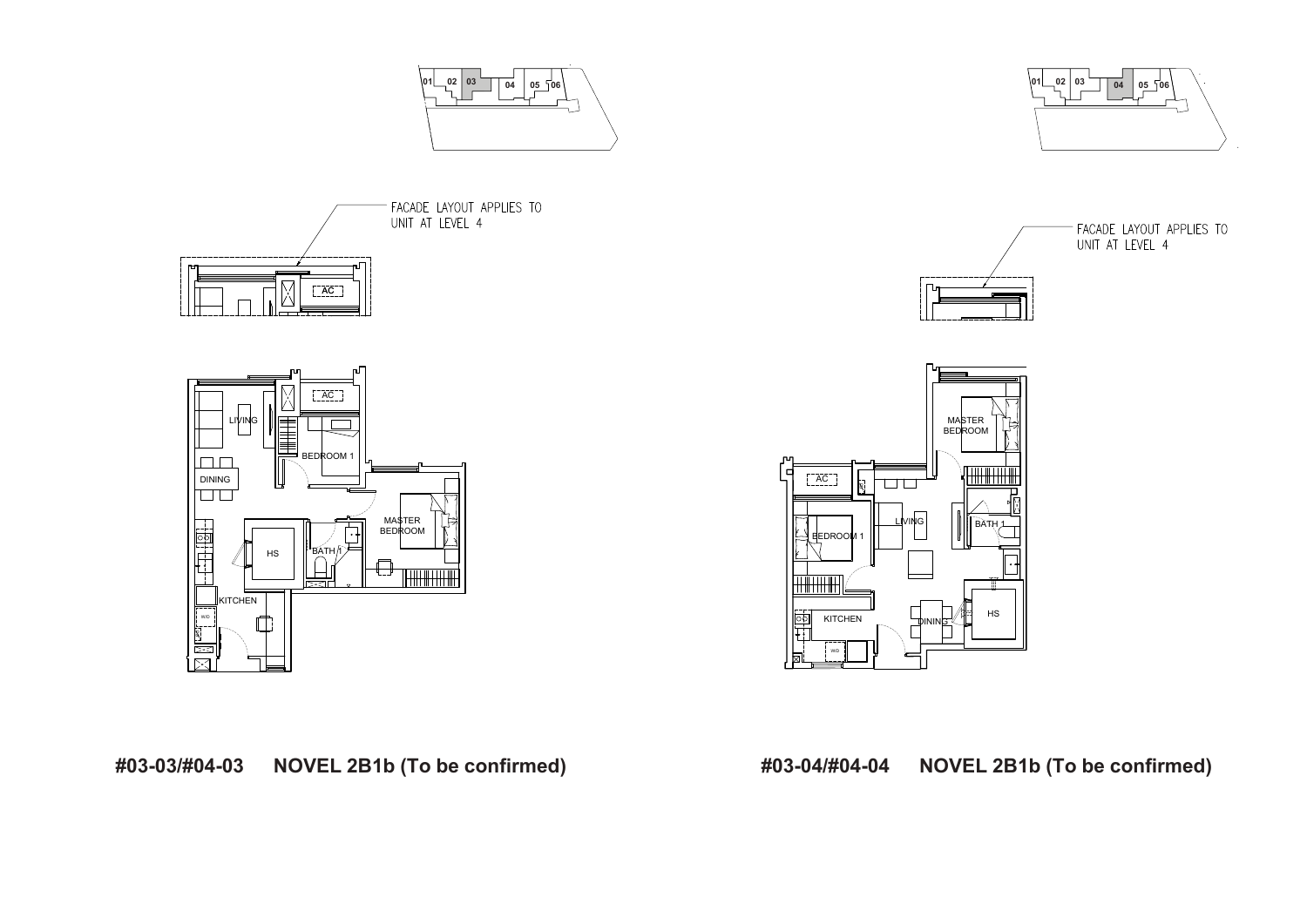01 02 03 04 05 06

FACADE LAYOUT APPLIES TO UNIT AT LEVEL 4

AC

LIVING

BEDROOM 1

DINING

MASTER BEDROOM

HS

BATH 1

KITCHEN

W/D

**#03-03/#04-03 NOVEL 2B1b (To be confirmed)**

01 02 03 04 05 06

FACADE LAYOUT APPLIES TO UNIT AT LEVEL 4

MASTER BEDROOM

AC

LIVING

BATH 1

BEDROOM 1

KITCHEN

DINING

HS

W/D

**#03-04/#04-04 NOVEL 2B1b (To be confirmed)**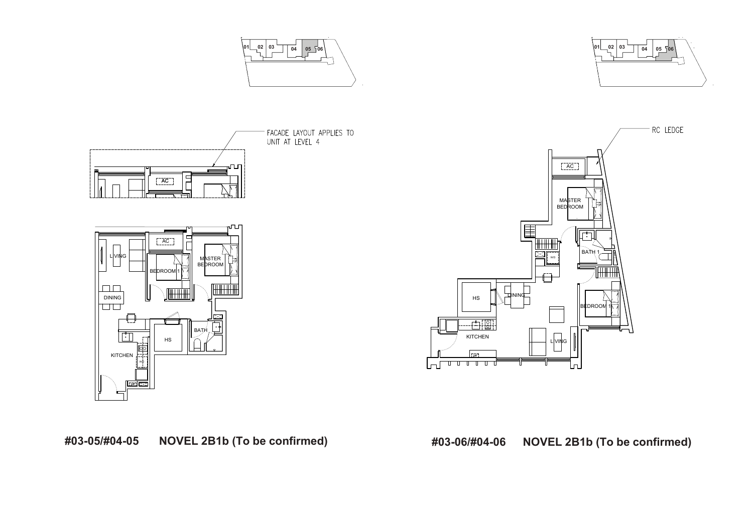01 02 03 04 05 06

FACADE LAYOUT APPLIES TO UNIT AT LEVEL 4

AC

LIVING

AC

BEDROOM 1

MASTER BEDROOM

DINING

KITCHEN

HS

BATH

W/D

**#03-05/#04-05 NOVEL 2B1b (To be confirmed)**

01 02 03 04 05 06

RC LEDGE

AC

MASTER BEDROOM

W/D

BATH 1

HS

DINING

BEDROOM 1

KITCHEN

LIVING

**#03-06/#04-06 NOVEL 2B1b (To be confirmed)**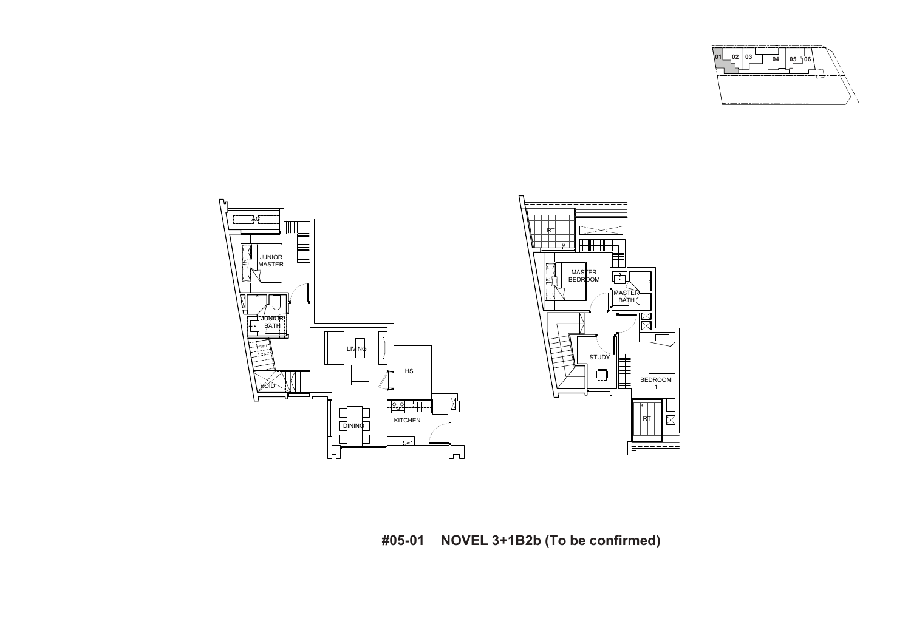01 02 03 04 05 06

AC

JUNIOR MASTER

JUNIOR BATH

VOID

LIVING

HS

DINING

KITCHEN

RT

MASTER BEDROOM

MASTER BATH

STUDY

BEDROOM 1

RT

**#05-01 NOVEL 3+1B2b (To be confirmed)**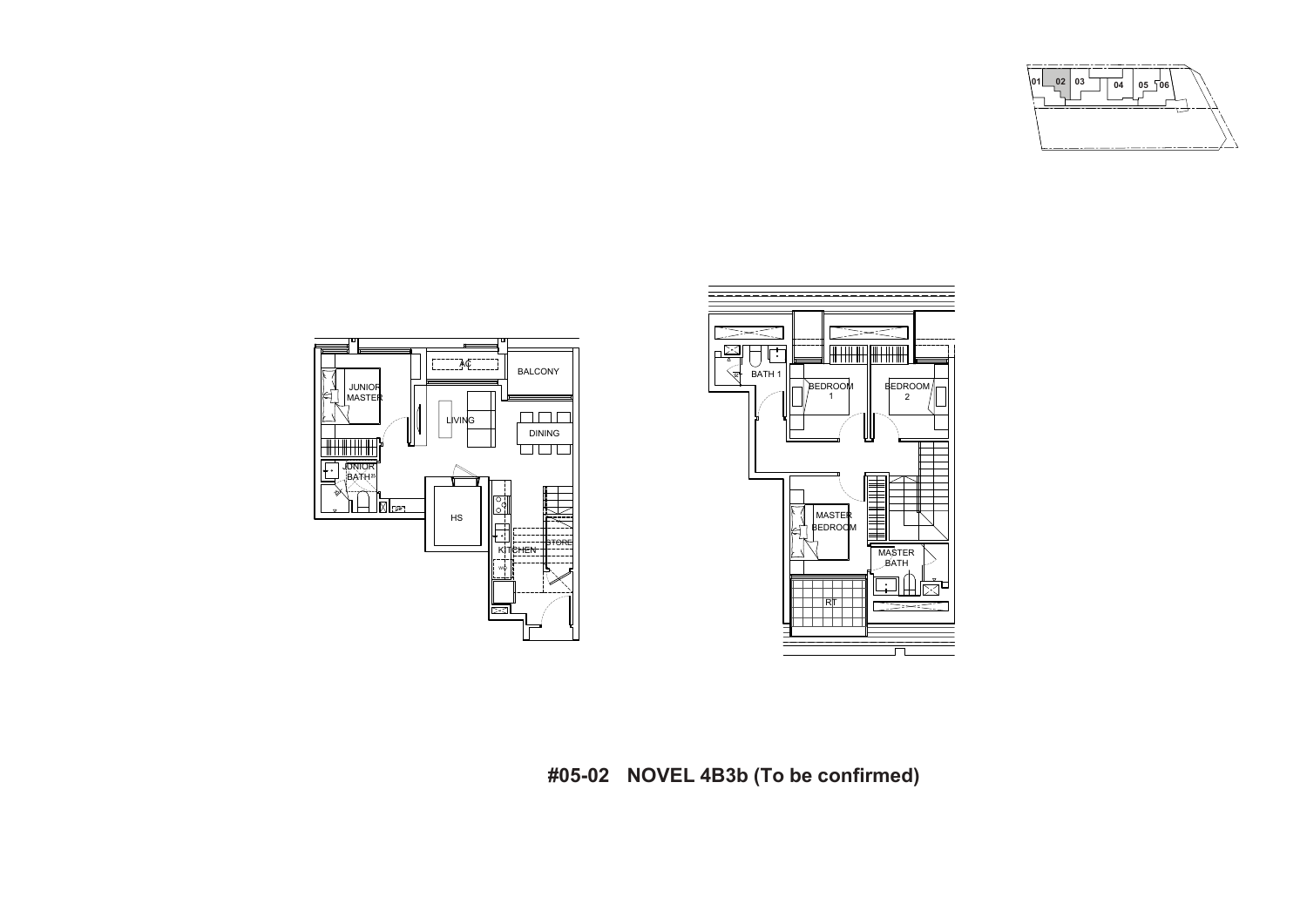01 02 03 04 05 06

JUNIOR MASTER

AC

BALCONY

LIVING

DINING

JUNIOR BATH

HS

KITCHEN

STORE

BATH 1

BEDROOM 1

BEDROOM 2

MASTER BEDROOM

MASTER BATH

RT

**#05-02 NOVEL 4B3b (To be confirmed)**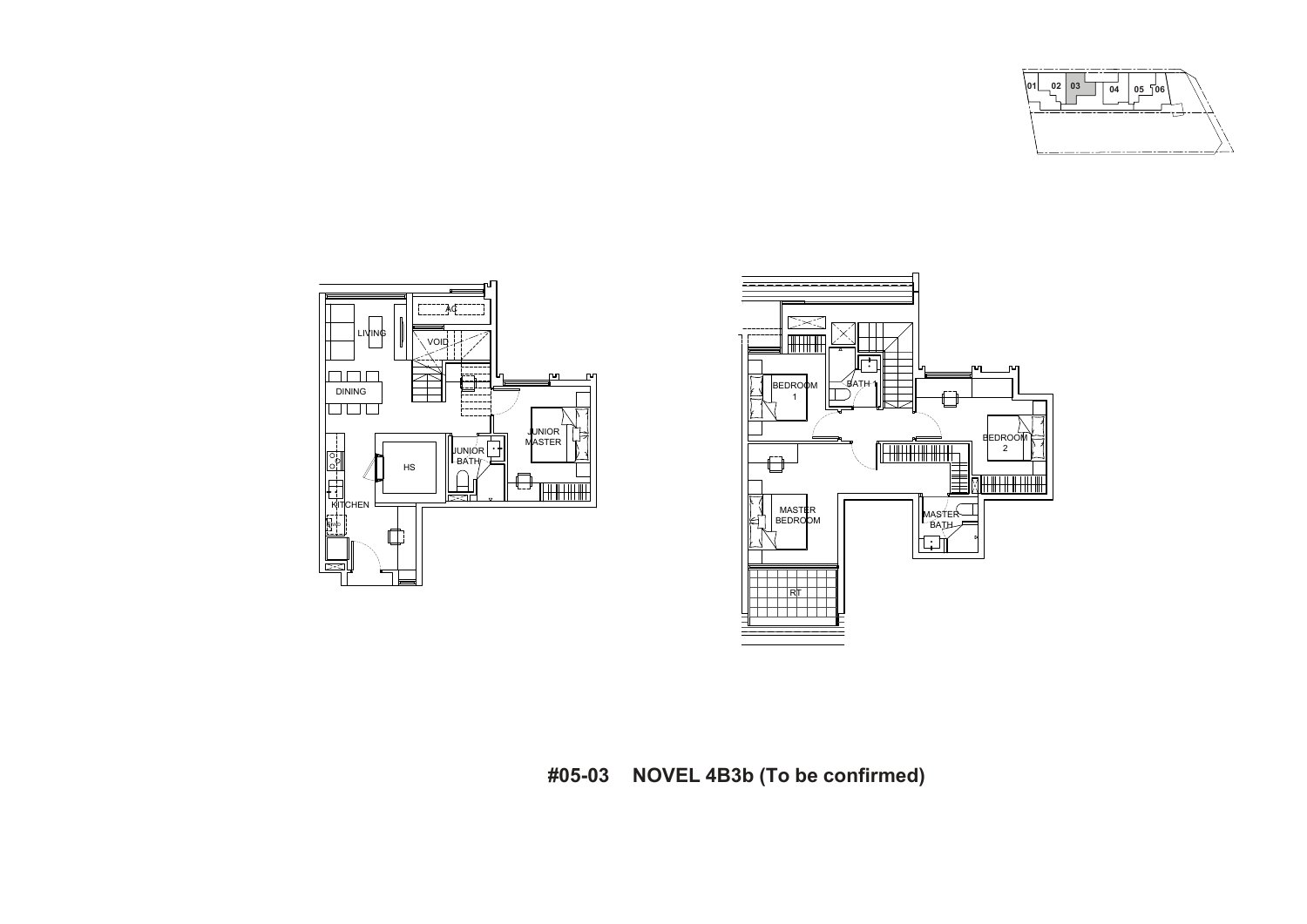01 02 03 04 05 06

LIVING

AC

VOID

DINING

JUNIOR MASTER

JUNIOR BATH

HS

KITCHEN

BEDROOM 1

BATH 1

BEDROOM 2

MASTER BEDROOM

MASTER BATH

RT

**#05-03 NOVEL 4B3b (To be confirmed)**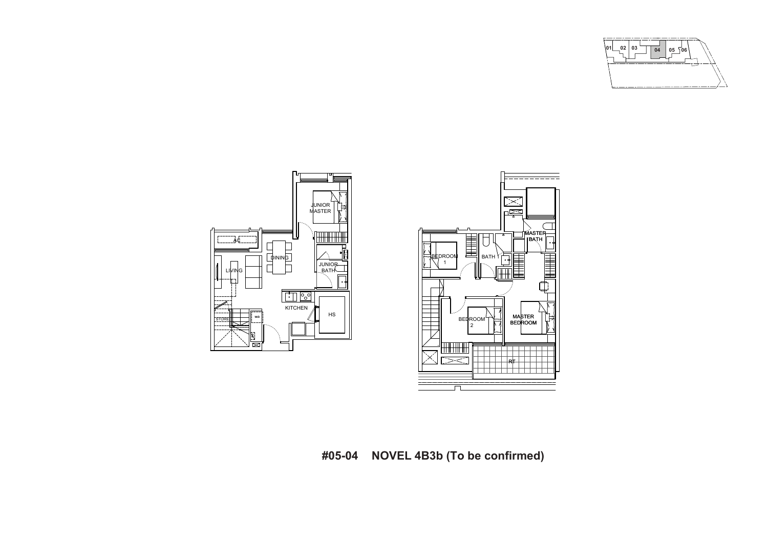01 02 03 04 05 06

JUNIOR MASTER

AC

DINING

LIVING

JUNIOR BATH

KITCHEN

HS

STORE

W/D

BEDROOM 1

BATH 1

MASTER BATH

BEDROOM 2

MASTER BEDROOM

RT

**#05-04 NOVEL 4B3b (To be confirmed)**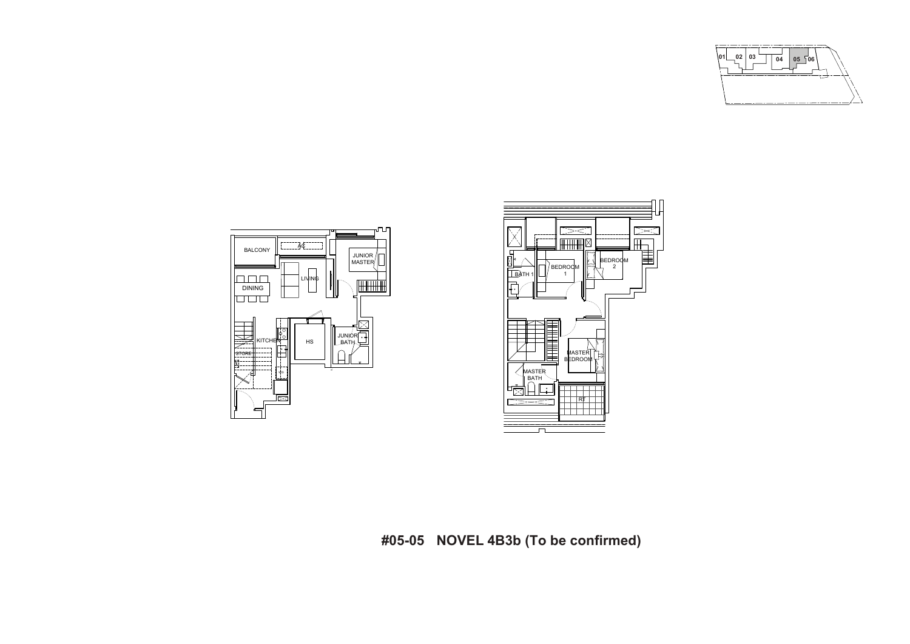01 02 03 04 05 06

BALCONY

AC

JUNIOR MASTER

DINING

LIVING

KITCHEN

STORE

HS

JUNIOR BATH

BATH 1

BEDROOM 1

BEDROOM 2

MASTER BEDROOM

MASTER BATH

RT

**#05-05 NOVEL 4B3b (To be confirmed)**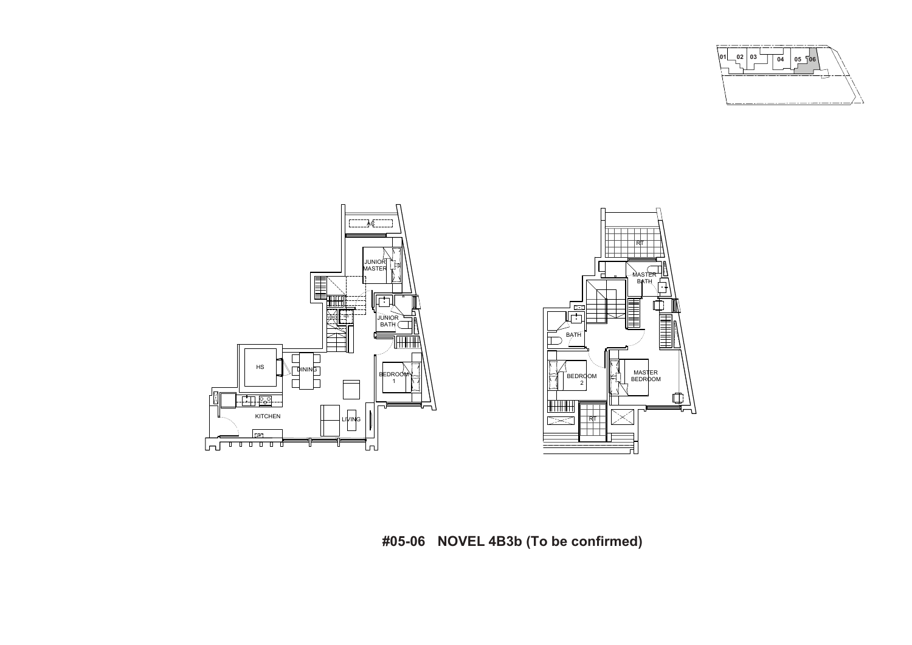01 02 03 04 05 06

AC

JUNIOR MASTER

JUNIOR BATH

HS

DINING

BEDROOM 1

KITCHEN

LIVING

RT

MASTER BATH

BATH

BEDROOM 2

MASTER BEDROOM

RT

**#05-06 NOVEL 4B3b (To be confirmed)**